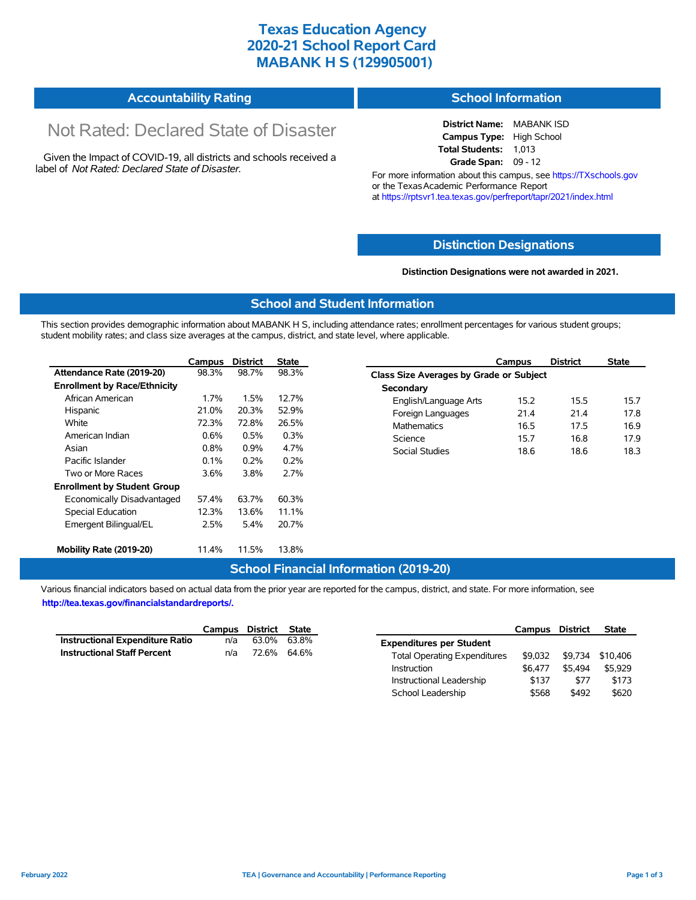# Texas Education Agency
# 2020-21 School Report Card
# MABANK H S (129905001)

## Accountability Rating

Not Rated: Declared State of Disaster

Given the Impact of COVID-19, all districts and schools received a label of *Not Rated: Declared State of Disaster.*

## School Information

**District Name:** MABANK ISD
**Campus Type:** High School
**Total Students:** 1,013
**Grade Span:** 09 - 12

For more information about this campus, see https://TXschools.gov or the Texas Academic Performance Report at https://rptsvr1.tea.texas.gov/perfreport/tapr/2021/index.html

## Distinction Designations

**Distinction Designations were not awarded in 2021.**

## School and Student Information

This section provides demographic information about MABANK H S, including attendance rates; enrollment percentages for various student groups; student mobility rates; and class size averages at the campus, district, and state level, where applicable.

| | Campus | District | State |
|---|---|---|---|
| **Attendance Rate (2019-20)** | 98.3% | 98.7% | 98.3% |
| **Enrollment by Race/Ethnicity** | | | |
| African American | 1.7% | 1.5% | 12.7% |
| Hispanic | 21.0% | 20.3% | 52.9% |
| White | 72.3% | 72.8% | 26.5% |
| American Indian | 0.6% | 0.5% | 0.3% |
| Asian | 0.8% | 0.9% | 4.7% |
| Pacific Islander | 0.1% | 0.2% | 0.2% |
| Two or More Races | 3.6% | 3.8% | 2.7% |
| **Enrollment by Student Group** | | | |
| Economically Disadvantaged | 57.4% | 63.7% | 60.3% |
| Special Education | 12.3% | 13.6% | 11.1% |
| Emergent Bilingual/EL | 2.5% | 5.4% | 20.7% |
| **Mobility Rate (2019-20)** | 11.4% | 11.5% | 13.8% |

| | Campus | District | State |
|---|---|---|---|
| **Class Size Averages by Grade or Subject** | | | |
| **Secondary** | | | |
| English/Language Arts | 15.2 | 15.5 | 15.7 |
| Foreign Languages | 21.4 | 21.4 | 17.8 |
| Mathematics | 16.5 | 17.5 | 16.9 |
| Science | 15.7 | 16.8 | 17.9 |
| Social Studies | 18.6 | 18.6 | 18.3 |

## School Financial Information (2019-20)

Various financial indicators based on actual data from the prior year are reported for the campus, district, and state. For more information, see **http://tea.texas.gov/financialstandardreports/.**

| | Campus | District | State |
|---|---|---|---|
| **Instructional Expenditure Ratio** | n/a | 63.0% | 63.8% |
| **Instructional Staff Percent** | n/a | 72.6% | 64.6% |

| | Campus | District | State |
|---|---|---|---|
| **Expenditures per Student** | | | |
| Total Operating Expenditures | $9,032 | $9,734 | $10,406 |
| Instruction | $6,477 | $5,494 | $5,929 |
| Instructional Leadership | $137 | $77 | $173 |
| School Leadership | $568 | $492 | $620 |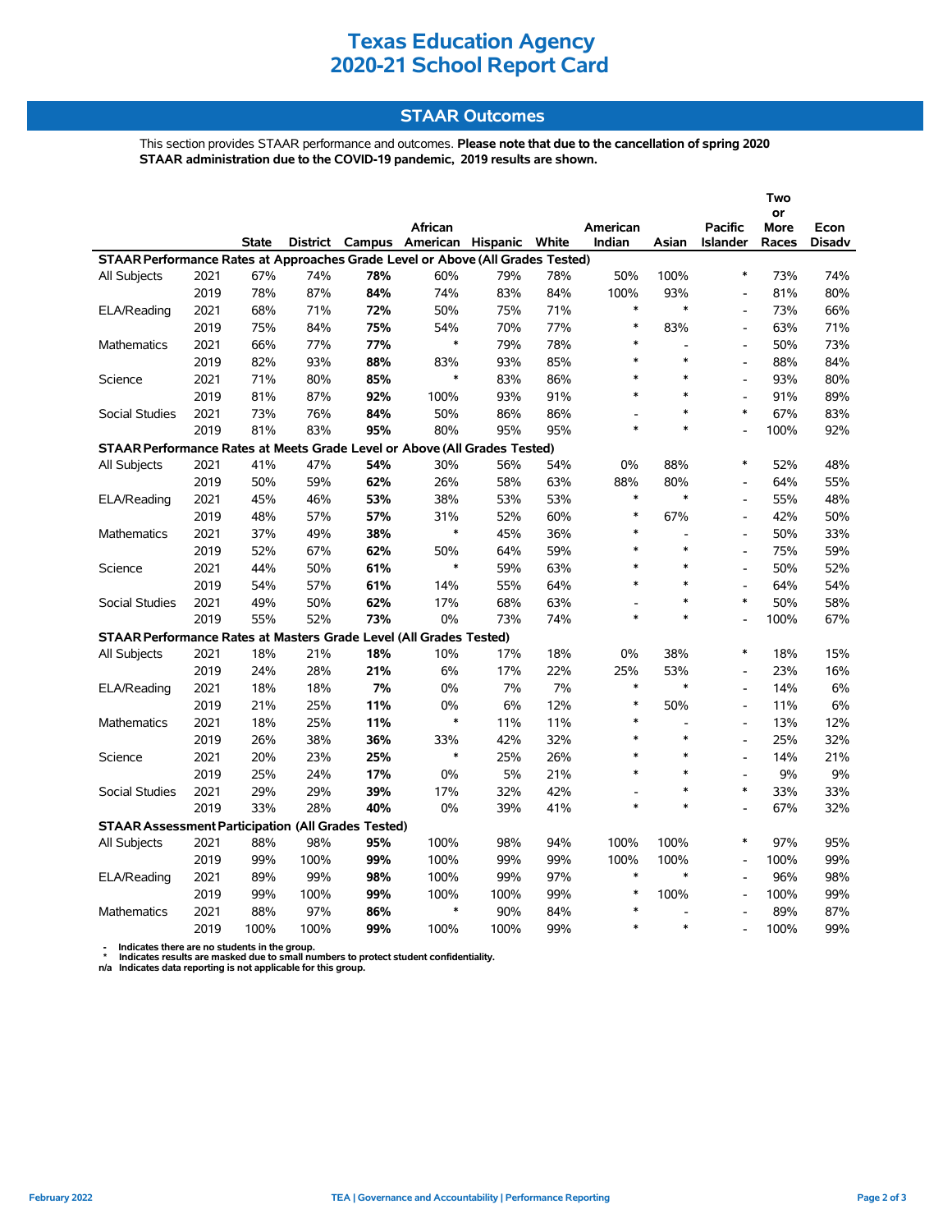# Texas Education Agency
# 2020-21 School Report Card

## STAAR Outcomes

This section provides STAAR performance and outcomes. **Please note that due to the cancellation of spring 2020 STAAR administration due to the COVID-19 pandemic, 2019 results are shown.**

| | | State | District | Campus | African American | Hispanic | White | American Indian | Asian | Pacific Islander | Two or More Races | Econ Disadv |
|---|---|---|---|---|---|---|---|---|---|---|---|---|
| **STAAR Performance Rates at Approaches Grade Level or Above (All Grades Tested)** | | | | | | | | | | | | |
| All Subjects | 2021 | 67% | 74% | **78%** | 60% | 79% | 78% | 50% | 100% | * | 73% | 74% |
| | 2019 | 78% | 87% | **84%** | 74% | 83% | 84% | 100% | 93% | - | 81% | 80% |
| ELA/Reading | 2021 | 68% | 71% | **72%** | 50% | 75% | 71% | * | * | - | 73% | 66% |
| | 2019 | 75% | 84% | **75%** | 54% | 70% | 77% | * | 83% | - | 63% | 71% |
| Mathematics | 2021 | 66% | 77% | **77%** | * | 79% | 78% | * | - | - | 50% | 73% |
| | 2019 | 82% | 93% | **88%** | 83% | 93% | 85% | * | * | - | 88% | 84% |
| Science | 2021 | 71% | 80% | **85%** | * | 83% | 86% | * | * | - | 93% | 80% |
| | 2019 | 81% | 87% | **92%** | 100% | 93% | 91% | * | * | - | 91% | 89% |
| Social Studies | 2021 | 73% | 76% | **84%** | 50% | 86% | 86% | - | * | * | 67% | 83% |
| | 2019 | 81% | 83% | **95%** | 80% | 95% | 95% | * | * | - | 100% | 92% |
| **STAAR Performance Rates at Meets Grade Level or Above (All Grades Tested)** | | | | | | | | | | | | |
| All Subjects | 2021 | 41% | 47% | **54%** | 30% | 56% | 54% | 0% | 88% | * | 52% | 48% |
| | 2019 | 50% | 59% | **62%** | 26% | 58% | 63% | 88% | 80% | - | 64% | 55% |
| ELA/Reading | 2021 | 45% | 46% | **53%** | 38% | 53% | 53% | * | * | - | 55% | 48% |
| | 2019 | 48% | 57% | **57%** | 31% | 52% | 60% | * | 67% | - | 42% | 50% |
| Mathematics | 2021 | 37% | 49% | **38%** | * | 45% | 36% | * | - | - | 50% | 33% |
| | 2019 | 52% | 67% | **62%** | 50% | 64% | 59% | * | * | - | 75% | 59% |
| Science | 2021 | 44% | 50% | **61%** | * | 59% | 63% | * | * | - | 50% | 52% |
| | 2019 | 54% | 57% | **61%** | 14% | 55% | 64% | * | * | - | 64% | 54% |
| Social Studies | 2021 | 49% | 50% | **62%** | 17% | 68% | 63% | - | * | * | 50% | 58% |
| | 2019 | 55% | 52% | **73%** | 0% | 73% | 74% | * | * | - | 100% | 67% |
| **STAAR Performance Rates at Masters Grade Level (All Grades Tested)** | | | | | | | | | | | | |
| All Subjects | 2021 | 18% | 21% | **18%** | 10% | 17% | 18% | 0% | 38% | * | 18% | 15% |
| | 2019 | 24% | 28% | **21%** | 6% | 17% | 22% | 25% | 53% | - | 23% | 16% |
| ELA/Reading | 2021 | 18% | 18% | **7%** | 0% | 7% | 7% | * | * | - | 14% | 6% |
| | 2019 | 21% | 25% | **11%** | 0% | 6% | 12% | * | 50% | - | 11% | 6% |
| Mathematics | 2021 | 18% | 25% | **11%** | * | 11% | 11% | * | - | - | 13% | 12% |
| | 2019 | 26% | 38% | **36%** | 33% | 42% | 32% | * | * | - | 25% | 32% |
| Science | 2021 | 20% | 23% | **25%** | * | 25% | 26% | * | * | - | 14% | 21% |
| | 2019 | 25% | 24% | **17%** | 0% | 5% | 21% | * | * | - | 9% | 9% |
| Social Studies | 2021 | 29% | 29% | **39%** | 17% | 32% | 42% | - | * | * | 33% | 33% |
| | 2019 | 33% | 28% | **40%** | 0% | 39% | 41% | * | * | - | 67% | 32% |
| **STAAR Assessment Participation (All Grades Tested)** | | | | | | | | | | | | |
| All Subjects | 2021 | 88% | 98% | **95%** | 100% | 98% | 94% | 100% | 100% | * | 97% | 95% |
| | 2019 | 99% | 100% | **99%** | 100% | 99% | 99% | 100% | 100% | - | 100% | 99% |
| ELA/Reading | 2021 | 89% | 99% | **98%** | 100% | 99% | 97% | * | * | - | 96% | 98% |
| | 2019 | 99% | 100% | **99%** | 100% | 100% | 99% | * | 100% | - | 100% | 99% |
| Mathematics | 2021 | 88% | 97% | **86%** | * | 90% | 84% | * | - | - | 89% | 87% |
| | 2019 | 100% | 100% | **99%** | 100% | 100% | 99% | * | * | - | 100% | 99% |

- Indicates there are no students in the group.
\* Indicates results are masked due to small numbers to protect student confidentiality.
n/a Indicates data reporting is not applicable for this group.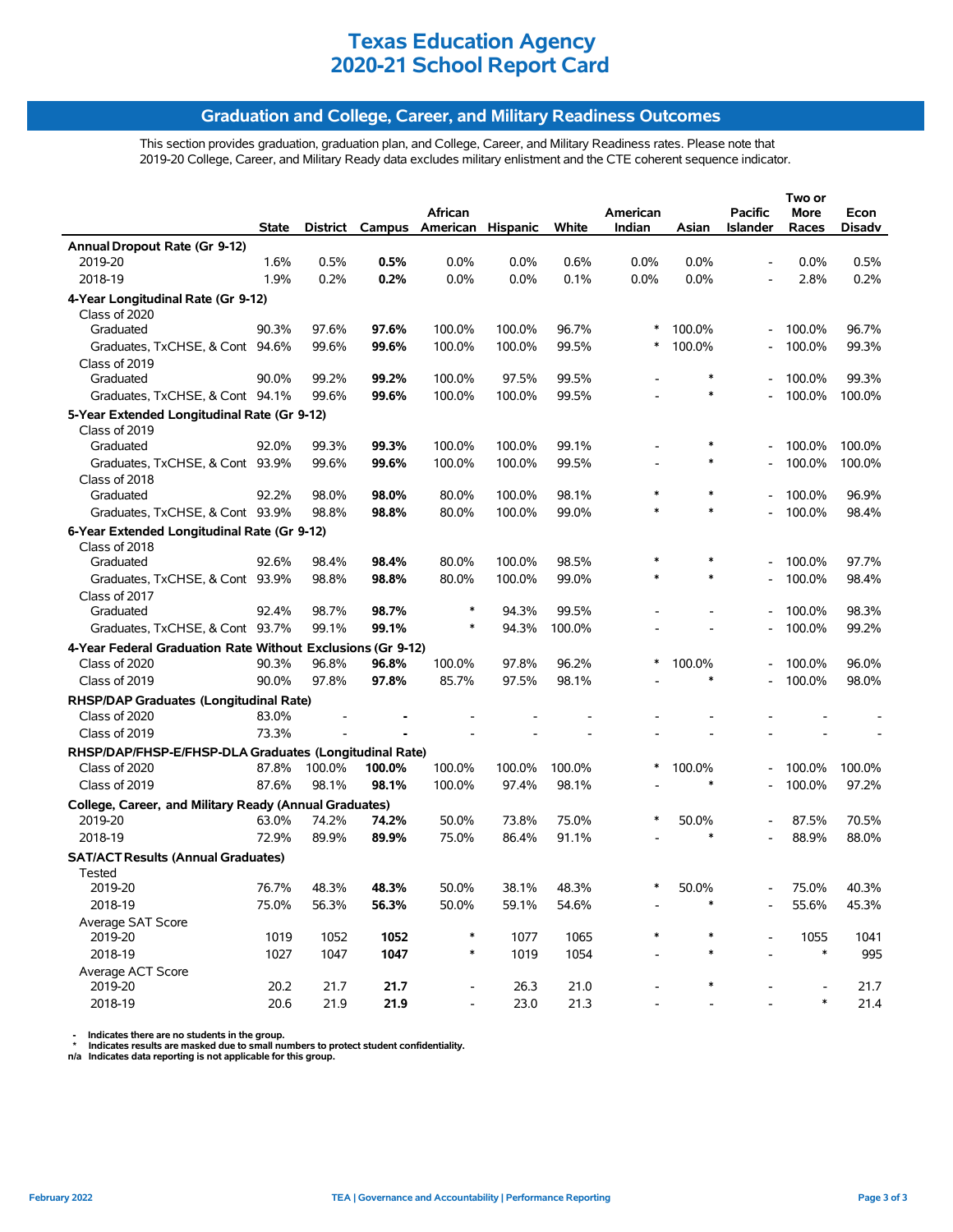# Texas Education Agency
# 2020-21 School Report Card

## Graduation and College, Career, and Military Readiness Outcomes

This section provides graduation, graduation plan, and College, Career, and Military Readiness rates. Please note that 2019-20 College, Career, and Military Ready data excludes military enlistment and the CTE coherent sequence indicator.

| | State | District | Campus | African American | Hispanic | White | American Indian | Asian | Pacific Islander | Two or More Races | Econ Disadv |
|---|---|---|---|---|---|---|---|---|---|---|---|
| **Annual Dropout Rate (Gr 9-12)** | | | | | | | | | | | |
| 2019-20 | 1.6% | 0.5% | **0.5%** | 0.0% | 0.0% | 0.6% | 0.0% | 0.0% | - | 0.0% | 0.5% |
| 2018-19 | 1.9% | 0.2% | **0.2%** | 0.0% | 0.0% | 0.1% | 0.0% | 0.0% | - | 2.8% | 0.2% |
| **4-Year Longitudinal Rate (Gr 9-12)** | | | | | | | | | | | |
| Class of 2020 | | | | | | | | | | | |
| Graduated | 90.3% | 97.6% | **97.6%** | 100.0% | 100.0% | 96.7% | * | 100.0% | - | 100.0% | 96.7% |
| Graduates, TxCHSE, & Cont | 94.6% | 99.6% | **99.6%** | 100.0% | 100.0% | 99.5% | * | 100.0% | - | 100.0% | 99.3% |
| Class of 2019 | | | | | | | | | | | |
| Graduated | 90.0% | 99.2% | **99.2%** | 100.0% | 97.5% | 99.5% | - | * | - | 100.0% | 99.3% |
| Graduates, TxCHSE, & Cont | 94.1% | 99.6% | **99.6%** | 100.0% | 100.0% | 99.5% | - | * | - | 100.0% | 100.0% |
| **5-Year Extended Longitudinal Rate (Gr 9-12)** | | | | | | | | | | | |
| Class of 2019 | | | | | | | | | | | |
| Graduated | 92.0% | 99.3% | **99.3%** | 100.0% | 100.0% | 99.1% | - | * | - | 100.0% | 100.0% |
| Graduates, TxCHSE, & Cont | 93.9% | 99.6% | **99.6%** | 100.0% | 100.0% | 99.5% | - | * | - | 100.0% | 100.0% |
| Class of 2018 | | | | | | | | | | | |
| Graduated | 92.2% | 98.0% | **98.0%** | 80.0% | 100.0% | 98.1% | * | * | - | 100.0% | 96.9% |
| Graduates, TxCHSE, & Cont | 93.9% | 98.8% | **98.8%** | 80.0% | 100.0% | 99.0% | * | * | - | 100.0% | 98.4% |
| **6-Year Extended Longitudinal Rate (Gr 9-12)** | | | | | | | | | | | |
| Class of 2018 | | | | | | | | | | | |
| Graduated | 92.6% | 98.4% | **98.4%** | 80.0% | 100.0% | 98.5% | * | * | - | 100.0% | 97.7% |
| Graduates, TxCHSE, & Cont | 93.9% | 98.8% | **98.8%** | 80.0% | 100.0% | 99.0% | * | * | - | 100.0% | 98.4% |
| Class of 2017 | | | | | | | | | | | |
| Graduated | 92.4% | 98.7% | **98.7%** | * | 94.3% | 99.5% | - | - | - | 100.0% | 98.3% |
| Graduates, TxCHSE, & Cont | 93.7% | 99.1% | **99.1%** | * | 94.3% | 100.0% | - | - | - | 100.0% | 99.2% |
| **4-Year Federal Graduation Rate Without Exclusions (Gr 9-12)** | | | | | | | | | | | |
| Class of 2020 | 90.3% | 96.8% | **96.8%** | 100.0% | 97.8% | 96.2% | * | 100.0% | - | 100.0% | 96.0% |
| Class of 2019 | 90.0% | 97.8% | **97.8%** | 85.7% | 97.5% | 98.1% | - | * | - | 100.0% | 98.0% |
| **RHSP/DAP Graduates (Longitudinal Rate)** | | | | | | | | | | | |
| Class of 2020 | 83.0% | - | **-** | - | - | - | - | - | - | - | - |
| Class of 2019 | 73.3% | - | **-** | - | - | - | - | - | - | - | - |
| **RHSP/DAP/FHSP-E/FHSP-DLA Graduates (Longitudinal Rate)** | | | | | | | | | | | |
| Class of 2020 | 87.8% | 100.0% | **100.0%** | 100.0% | 100.0% | 100.0% | * | 100.0% | - | 100.0% | 100.0% |
| Class of 2019 | 87.6% | 98.1% | **98.1%** | 100.0% | 97.4% | 98.1% | - | * | - | 100.0% | 97.2% |
| **College, Career, and Military Ready (Annual Graduates)** | | | | | | | | | | | |
| 2019-20 | 63.0% | 74.2% | **74.2%** | 50.0% | 73.8% | 75.0% | * | 50.0% | - | 87.5% | 70.5% |
| 2018-19 | 72.9% | 89.9% | **89.9%** | 75.0% | 86.4% | 91.1% | - | * | - | 88.9% | 88.0% |
| **SAT/ACT Results (Annual Graduates)** | | | | | | | | | | | |
| Tested | | | | | | | | | | | |
| 2019-20 | 76.7% | 48.3% | **48.3%** | 50.0% | 38.1% | 48.3% | * | 50.0% | - | 75.0% | 40.3% |
| 2018-19 | 75.0% | 56.3% | **56.3%** | 50.0% | 59.1% | 54.6% | - | * | - | 55.6% | 45.3% |
| Average SAT Score | | | | | | | | | | | |
| 2019-20 | 1019 | 1052 | **1052** | * | 1077 | 1065 | * | * | - | 1055 | 1041 |
| 2018-19 | 1027 | 1047 | **1047** | * | 1019 | 1054 | - | * | - | * | 995 |
| Average ACT Score | | | | | | | | | | | |
| 2019-20 | 20.2 | 21.7 | **21.7** | - | 26.3 | 21.0 | - | * | - | - | 21.7 |
| 2018-19 | 20.6 | 21.9 | **21.9** | - | 23.0 | 21.3 | - | - | - | * | 21.4 |

**- Indicates there are no students in the group.**
**\* Indicates results are masked due to small numbers to protect student confidentiality.**
**n/a Indicates data reporting is not applicable for this group.**